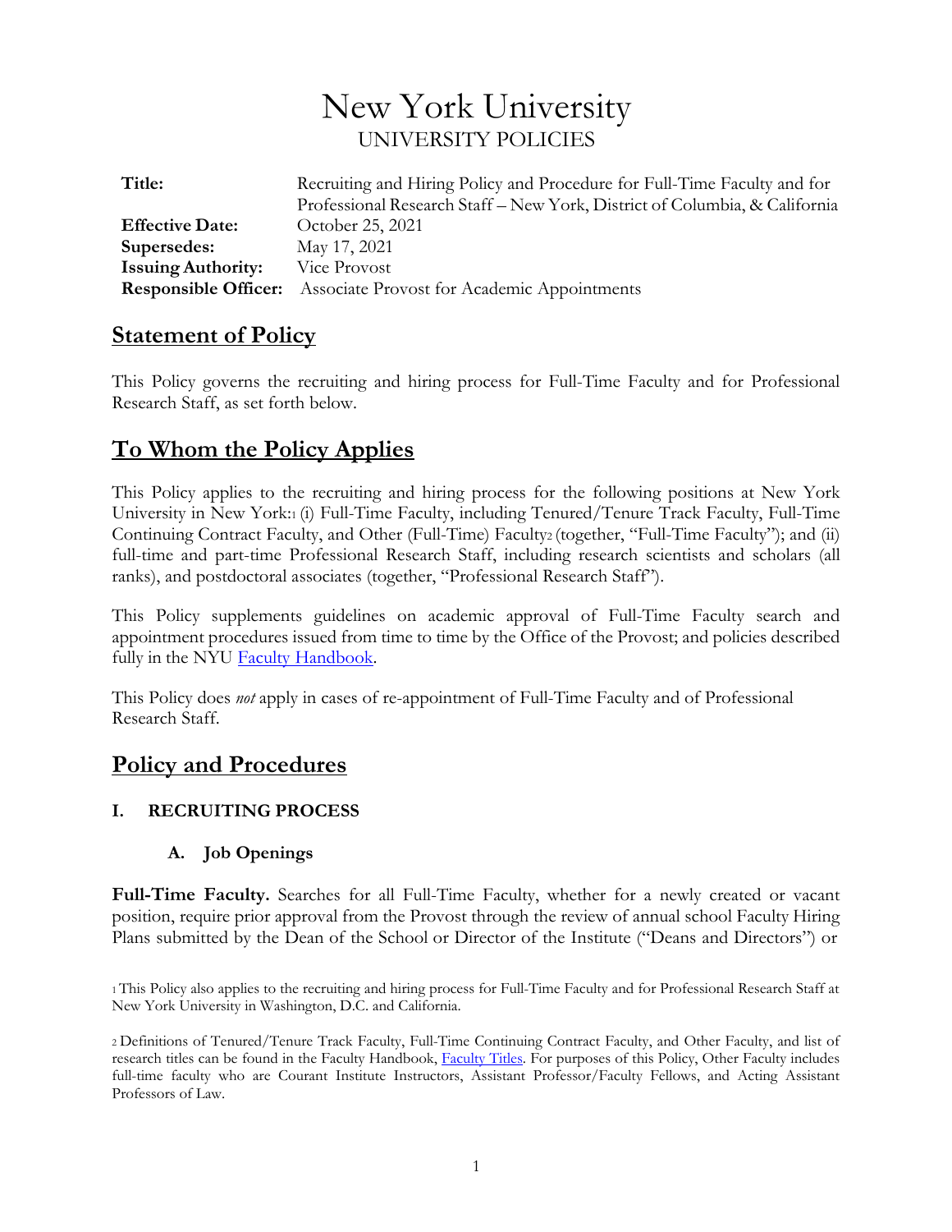# New York University
## UNIVERSITY POLICIES

| | |
|---|---|
| **Title:** | Recruiting and Hiring Policy and Procedure for Full-Time Faculty and for Professional Research Staff – New York, District of Columbia, & California |
| **Effective Date:** | October 25, 2021 |
| **Supersedes:** | May 17, 2021 |
| **Issuing Authority:** | Vice Provost |
| **Responsible Officer:** | Associate Provost for Academic Appointments |

## Statement of Policy

This Policy governs the recruiting and hiring process for Full-Time Faculty and for Professional Research Staff, as set forth below.

## To Whom the Policy Applies

This Policy applies to the recruiting and hiring process for the following positions at New York University in New York:[1] (i) Full-Time Faculty, including Tenured/Tenure Track Faculty, Full-Time Continuing Contract Faculty, and Other (Full-Time) Faculty[2] (together, "Full-Time Faculty"); and (ii) full-time and part-time Professional Research Staff, including research scientists and scholars (all ranks), and postdoctoral associates (together, "Professional Research Staff").

This Policy supplements guidelines on academic approval of Full-Time Faculty search and appointment procedures issued from time to time by the Office of the Provost; and policies described fully in the NYU Faculty Handbook.

This Policy does *not* apply in cases of re-appointment of Full-Time Faculty and of Professional Research Staff.

## Policy and Procedures

### I. RECRUITING PROCESS

#### A. Job Openings

**Full-Time Faculty.** Searches for all Full-Time Faculty, whether for a newly created or vacant position, require prior approval from the Provost through the review of annual school Faculty Hiring Plans submitted by the Dean of the School or Director of the Institute ("Deans and Directors") or

[1] This Policy also applies to the recruiting and hiring process for Full-Time Faculty and for Professional Research Staff at New York University in Washington, D.C. and California.

[2] Definitions of Tenured/Tenure Track Faculty, Full-Time Continuing Contract Faculty, and Other Faculty, and list of research titles can be found in the Faculty Handbook, Faculty Titles. For purposes of this Policy, Other Faculty includes full-time faculty who are Courant Institute Instructors, Assistant Professor/Faculty Fellows, and Acting Assistant Professors of Law.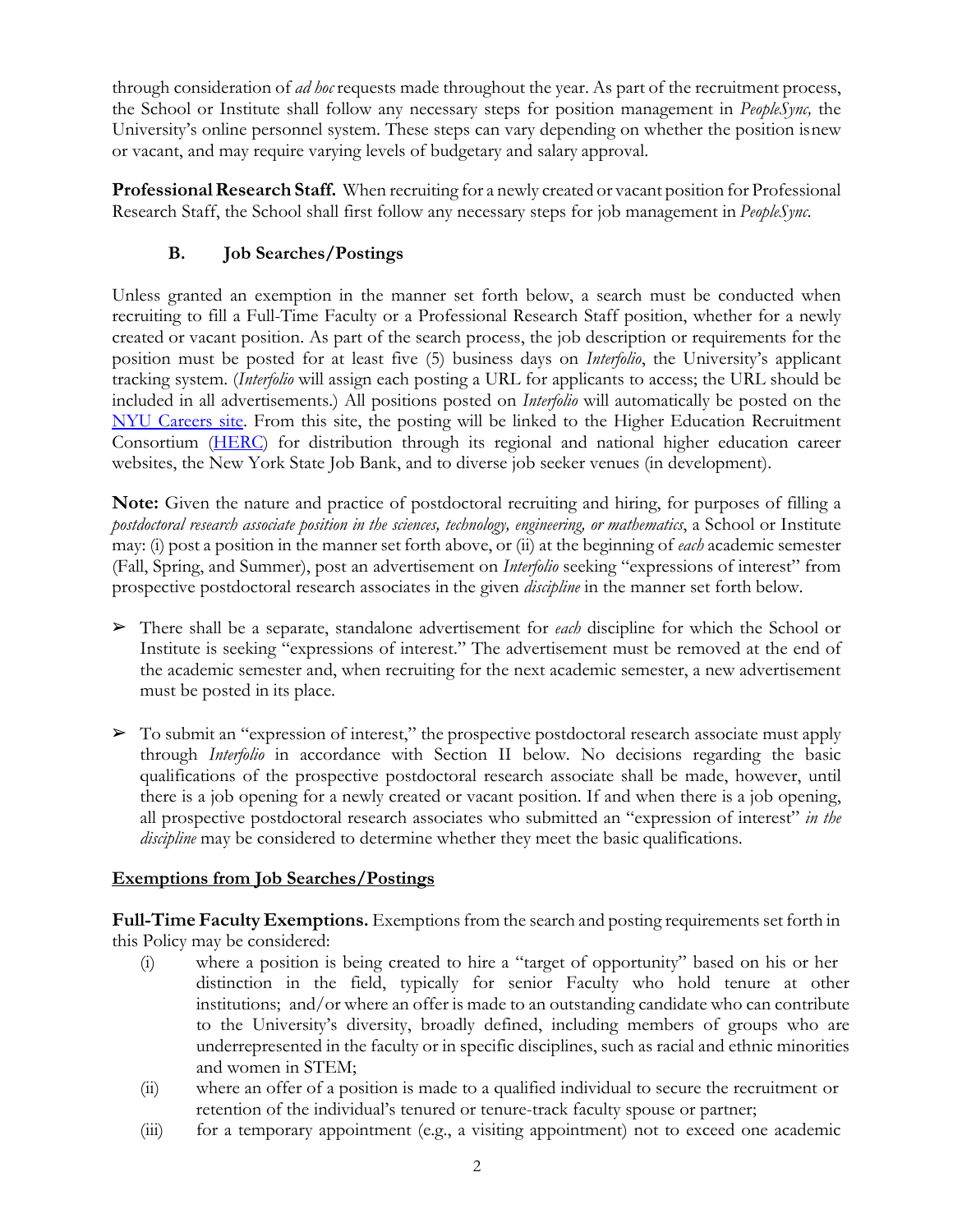through consideration of *ad hoc* requests made throughout the year. As part of the recruitment process, the School or Institute shall follow any necessary steps for position management in *PeopleSync,* the University's online personnel system. These steps can vary depending on whether the position is new or vacant, and may require varying levels of budgetary and salary approval.

**Professional Research Staff.** When recruiting for a newly created or vacant position for Professional Research Staff, the School shall first follow any necessary steps for job management in *PeopleSync.*

### B. Job Searches/Postings

Unless granted an exemption in the manner set forth below, a search must be conducted when recruiting to fill a Full-Time Faculty or a Professional Research Staff position, whether for a newly created or vacant position. As part of the search process, the job description or requirements for the position must be posted for at least five (5) business days on *Interfolio*, the University's applicant tracking system. (*Interfolio* will assign each posting a URL for applicants to access; the URL should be included in all advertisements.) All positions posted on *Interfolio* will automatically be posted on the NYU Careers site. From this site, the posting will be linked to the Higher Education Recruitment Consortium (HERC) for distribution through its regional and national higher education career websites, the New York State Job Bank, and to diverse job seeker venues (in development).

**Note:** Given the nature and practice of postdoctoral recruiting and hiring, for purposes of filling a *postdoctoral research associate position in the sciences, technology, engineering, or mathematics*, a School or Institute may: (i) post a position in the manner set forth above, or (ii) at the beginning of *each* academic semester (Fall, Spring, and Summer), post an advertisement on *Interfolio* seeking "expressions of interest" from prospective postdoctoral research associates in the given *discipline* in the manner set forth below.

- There shall be a separate, standalone advertisement for *each* discipline for which the School or Institute is seeking "expressions of interest." The advertisement must be removed at the end of the academic semester and, when recruiting for the next academic semester, a new advertisement must be posted in its place.
- To submit an "expression of interest," the prospective postdoctoral research associate must apply through *Interfolio* in accordance with Section II below. No decisions regarding the basic qualifications of the prospective postdoctoral research associate shall be made, however, until there is a job opening for a newly created or vacant position. If and when there is a job opening, all prospective postdoctoral research associates who submitted an "expression of interest" *in the discipline* may be considered to determine whether they meet the basic qualifications.

**Exemptions from Job Searches/Postings**

**Full-Time Faculty Exemptions.** Exemptions from the search and posting requirements set forth in this Policy may be considered:

(i) where a position is being created to hire a "target of opportunity" based on his or her distinction in the field, typically for senior Faculty who hold tenure at other institutions; and/or where an offer is made to an outstanding candidate who can contribute to the University's diversity, broadly defined, including members of groups who are underrepresented in the faculty or in specific disciplines, such as racial and ethnic minorities and women in STEM;

(ii) where an offer of a position is made to a qualified individual to secure the recruitment or retention of the individual's tenured or tenure-track faculty spouse or partner;

(iii) for a temporary appointment (e.g., a visiting appointment) not to exceed one academic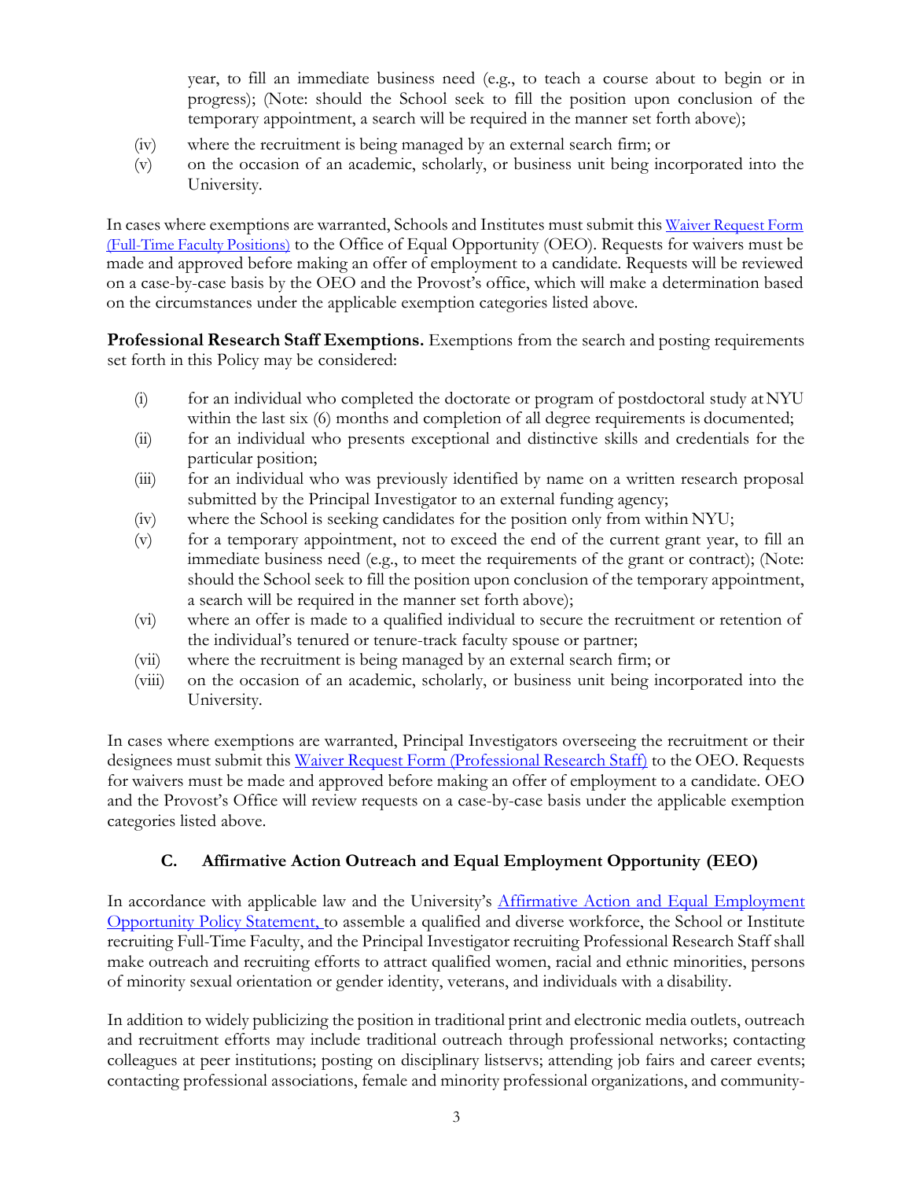year, to fill an immediate business need (e.g., to teach a course about to begin or in progress); (Note: should the School seek to fill the position upon conclusion of the temporary appointment, a search will be required in the manner set forth above);

(iv) where the recruitment is being managed by an external search firm; or

(v) on the occasion of an academic, scholarly, or business unit being incorporated into the University.

In cases where exemptions are warranted, Schools and Institutes must submit this [Waiver Request Form (Full-Time Faculty Positions)]() to the Office of Equal Opportunity (OEO). Requests for waivers must be made and approved before making an offer of employment to a candidate. Requests will be reviewed on a case-by-case basis by the OEO and the Provost's office, which will make a determination based on the circumstances under the applicable exemption categories listed above.

**Professional Research Staff Exemptions.** Exemptions from the search and posting requirements set forth in this Policy may be considered:

(i) for an individual who completed the doctorate or program of postdoctoral study at NYU within the last six (6) months and completion of all degree requirements is documented;

(ii) for an individual who presents exceptional and distinctive skills and credentials for the particular position;

(iii) for an individual who was previously identified by name on a written research proposal submitted by the Principal Investigator to an external funding agency;

(iv) where the School is seeking candidates for the position only from within NYU;

(v) for a temporary appointment, not to exceed the end of the current grant year, to fill an immediate business need (e.g., to meet the requirements of the grant or contract); (Note: should the School seek to fill the position upon conclusion of the temporary appointment, a search will be required in the manner set forth above);

(vi) where an offer is made to a qualified individual to secure the recruitment or retention of the individual's tenured or tenure-track faculty spouse or partner;

(vii) where the recruitment is being managed by an external search firm; or

(viii) on the occasion of an academic, scholarly, or business unit being incorporated into the University.

In cases where exemptions are warranted, Principal Investigators overseeing the recruitment or their designees must submit this [Waiver Request Form (Professional Research Staff)]() to the OEO. Requests for waivers must be made and approved before making an offer of employment to a candidate. OEO and the Provost's Office will review requests on a case-by-case basis under the applicable exemption categories listed above.

### C. Affirmative Action Outreach and Equal Employment Opportunity (EEO)

In accordance with applicable law and the University's [Affirmative Action and Equal Employment Opportunity Policy Statement,]() to assemble a qualified and diverse workforce, the School or Institute recruiting Full-Time Faculty, and the Principal Investigator recruiting Professional Research Staff shall make outreach and recruiting efforts to attract qualified women, racial and ethnic minorities, persons of minority sexual orientation or gender identity, veterans, and individuals with a disability.

In addition to widely publicizing the position in traditional print and electronic media outlets, outreach and recruitment efforts may include traditional outreach through professional networks; contacting colleagues at peer institutions; posting on disciplinary listservs; attending job fairs and career events; contacting professional associations, female and minority professional organizations, and community-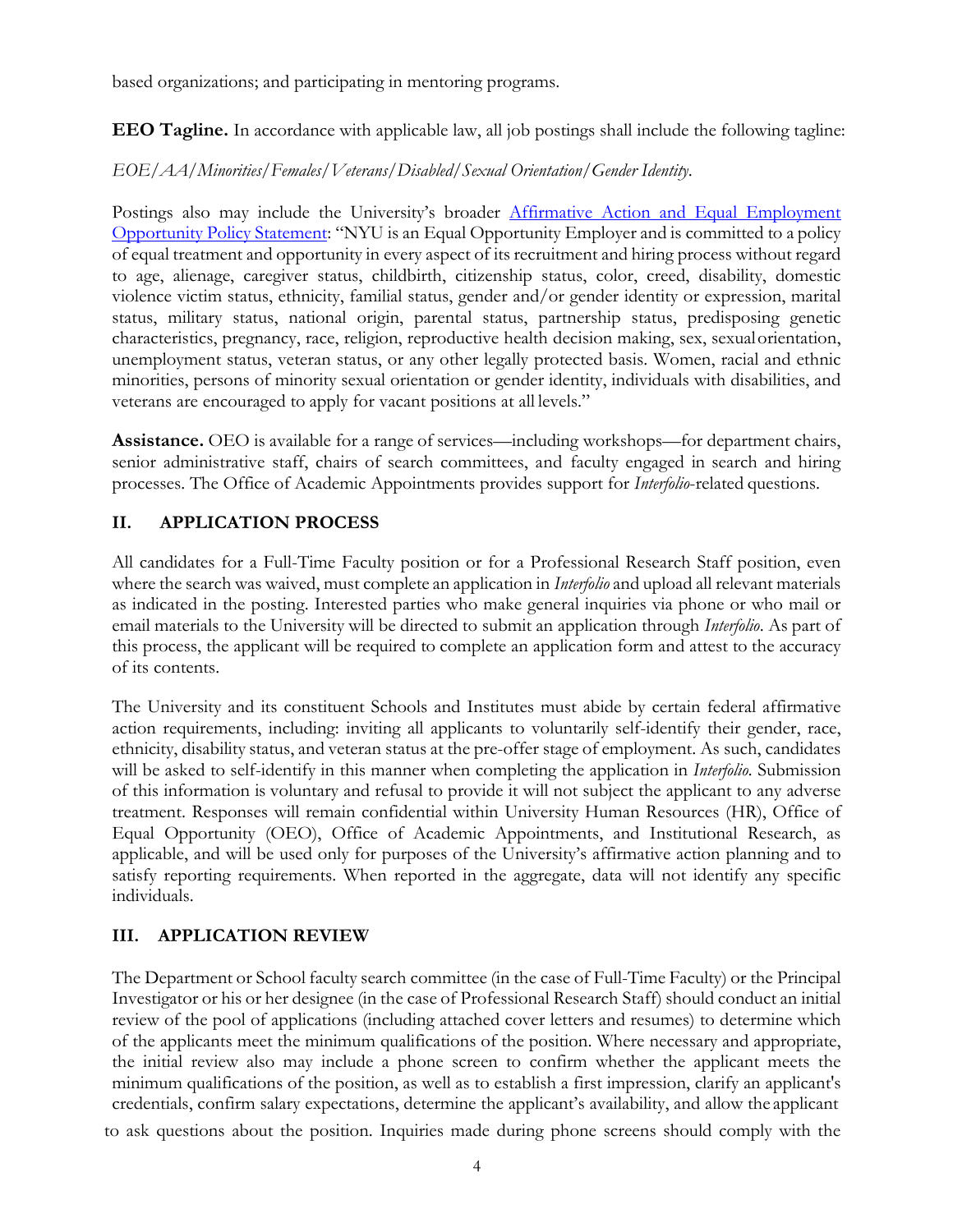based organizations; and participating in mentoring programs.

**EEO Tagline.** In accordance with applicable law, all job postings shall include the following tagline:

*EOE/AA/Minorities/Females/Veterans/Disabled/Sexual Orientation/Gender Identity.*

Postings also may include the University's broader Affirmative Action and Equal Employment Opportunity Policy Statement: "NYU is an Equal Opportunity Employer and is committed to a policy of equal treatment and opportunity in every aspect of its recruitment and hiring process without regard to age, alienage, caregiver status, childbirth, citizenship status, color, creed, disability, domestic violence victim status, ethnicity, familial status, gender and/or gender identity or expression, marital status, military status, national origin, parental status, partnership status, predisposing genetic characteristics, pregnancy, race, religion, reproductive health decision making, sex, sexual orientation, unemployment status, veteran status, or any other legally protected basis. Women, racial and ethnic minorities, persons of minority sexual orientation or gender identity, individuals with disabilities, and veterans are encouraged to apply for vacant positions at all levels."

**Assistance.** OEO is available for a range of services—including workshops—for department chairs, senior administrative staff, chairs of search committees, and faculty engaged in search and hiring processes. The Office of Academic Appointments provides support for *Interfolio*-related questions.

## II. APPLICATION PROCESS

All candidates for a Full-Time Faculty position or for a Professional Research Staff position, even where the search was waived, must complete an application in *Interfolio* and upload all relevant materials as indicated in the posting. Interested parties who make general inquiries via phone or who mail or email materials to the University will be directed to submit an application through *Interfolio*. As part of this process, the applicant will be required to complete an application form and attest to the accuracy of its contents.

The University and its constituent Schools and Institutes must abide by certain federal affirmative action requirements, including: inviting all applicants to voluntarily self-identify their gender, race, ethnicity, disability status, and veteran status at the pre-offer stage of employment. As such, candidates will be asked to self-identify in this manner when completing the application in *Interfolio.* Submission of this information is voluntary and refusal to provide it will not subject the applicant to any adverse treatment. Responses will remain confidential within University Human Resources (HR), Office of Equal Opportunity (OEO), Office of Academic Appointments, and Institutional Research, as applicable, and will be used only for purposes of the University's affirmative action planning and to satisfy reporting requirements. When reported in the aggregate, data will not identify any specific individuals.

## III. APPLICATION REVIEW

The Department or School faculty search committee (in the case of Full-Time Faculty) or the Principal Investigator or his or her designee (in the case of Professional Research Staff) should conduct an initial review of the pool of applications (including attached cover letters and resumes) to determine which of the applicants meet the minimum qualifications of the position. Where necessary and appropriate, the initial review also may include a phone screen to confirm whether the applicant meets the minimum qualifications of the position, as well as to establish a first impression, clarify an applicant's credentials, confirm salary expectations, determine the applicant's availability, and allow the applicant to ask questions about the position. Inquiries made during phone screens should comply with the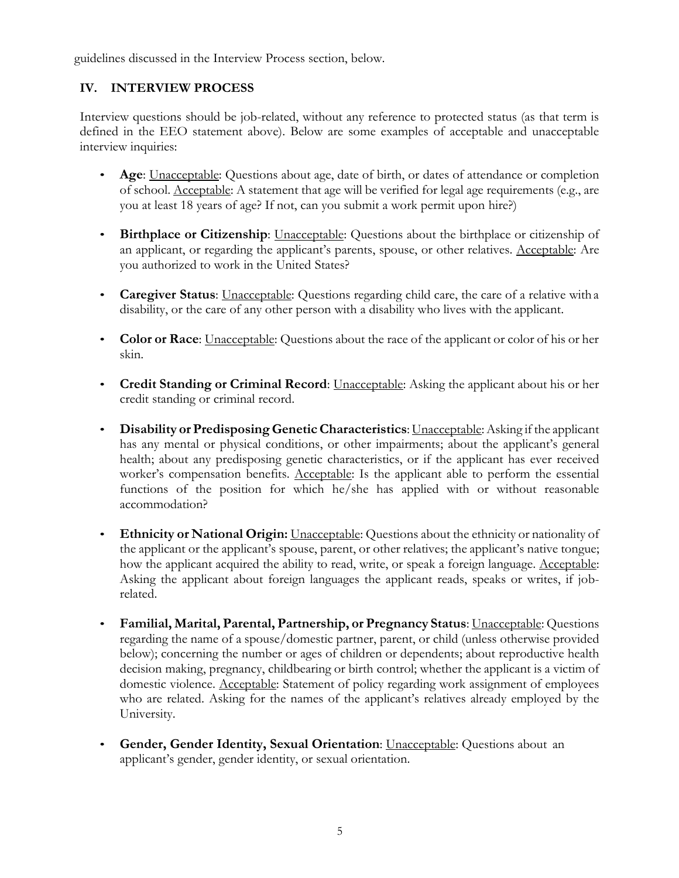guidelines discussed in the Interview Process section, below.

## IV. INTERVIEW PROCESS

Interview questions should be job-related, without any reference to protected status (as that term is defined in the EEO statement above). Below are some examples of acceptable and unacceptable interview inquiries:

- **Age**: Unacceptable: Questions about age, date of birth, or dates of attendance or completion of school. Acceptable: A statement that age will be verified for legal age requirements (e.g., are you at least 18 years of age? If not, can you submit a work permit upon hire?)
- **Birthplace or Citizenship**: Unacceptable: Questions about the birthplace or citizenship of an applicant, or regarding the applicant's parents, spouse, or other relatives. Acceptable: Are you authorized to work in the United States?
- **Caregiver Status**: Unacceptable: Questions regarding child care, the care of a relative with a disability, or the care of any other person with a disability who lives with the applicant.
- **Color or Race**: Unacceptable: Questions about the race of the applicant or color of his or her skin.
- **Credit Standing or Criminal Record**: Unacceptable: Asking the applicant about his or her credit standing or criminal record.
- **Disability or Predisposing Genetic Characteristics**: Unacceptable: Asking if the applicant has any mental or physical conditions, or other impairments; about the applicant's general health; about any predisposing genetic characteristics, or if the applicant has ever received worker's compensation benefits. Acceptable: Is the applicant able to perform the essential functions of the position for which he/she has applied with or without reasonable accommodation?
- **Ethnicity or National Origin:** Unacceptable: Questions about the ethnicity or nationality of the applicant or the applicant's spouse, parent, or other relatives; the applicant's native tongue; how the applicant acquired the ability to read, write, or speak a foreign language. Acceptable: Asking the applicant about foreign languages the applicant reads, speaks or writes, if job-related.
- **Familial, Marital, Parental, Partnership, or Pregnancy Status**: Unacceptable: Questions regarding the name of a spouse/domestic partner, parent, or child (unless otherwise provided below); concerning the number or ages of children or dependents; about reproductive health decision making, pregnancy, childbearing or birth control; whether the applicant is a victim of domestic violence. Acceptable: Statement of policy regarding work assignment of employees who are related. Asking for the names of the applicant's relatives already employed by the University.
- **Gender, Gender Identity, Sexual Orientation**: Unacceptable: Questions about an applicant's gender, gender identity, or sexual orientation.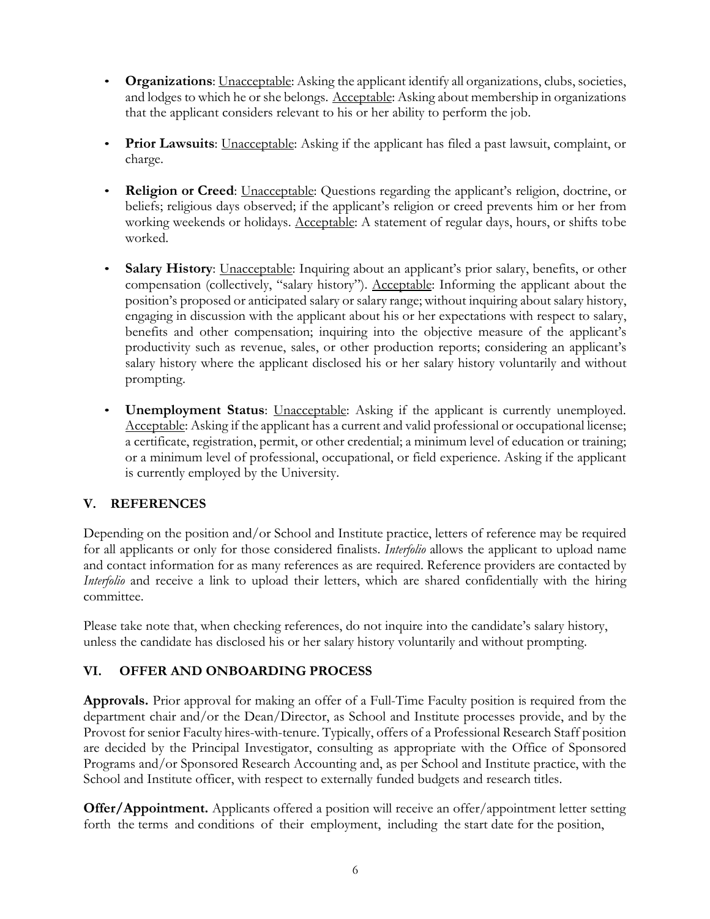- **Organizations**: Unacceptable: Asking the applicant identify all organizations, clubs, societies, and lodges to which he or she belongs. Acceptable: Asking about membership in organizations that the applicant considers relevant to his or her ability to perform the job.

- **Prior Lawsuits**: Unacceptable: Asking if the applicant has filed a past lawsuit, complaint, or charge.

- **Religion or Creed**: Unacceptable: Questions regarding the applicant's religion, doctrine, or beliefs; religious days observed; if the applicant's religion or creed prevents him or her from working weekends or holidays. Acceptable: A statement of regular days, hours, or shifts tobe worked.

- **Salary History**: Unacceptable: Inquiring about an applicant's prior salary, benefits, or other compensation (collectively, "salary history"). Acceptable: Informing the applicant about the position's proposed or anticipated salary or salary range; without inquiring about salary history, engaging in discussion with the applicant about his or her expectations with respect to salary, benefits and other compensation; inquiring into the objective measure of the applicant's productivity such as revenue, sales, or other production reports; considering an applicant's salary history where the applicant disclosed his or her salary history voluntarily and without prompting.

- **Unemployment Status**: Unacceptable: Asking if the applicant is currently unemployed. Acceptable: Asking if the applicant has a current and valid professional or occupational license; a certificate, registration, permit, or other credential; a minimum level of education or training; or a minimum level of professional, occupational, or field experience. Asking if the applicant is currently employed by the University.

## V. REFERENCES

Depending on the position and/or School and Institute practice, letters of reference may be required for all applicants or only for those considered finalists. *Interfolio* allows the applicant to upload name and contact information for as many references as are required. Reference providers are contacted by *Interfolio* and receive a link to upload their letters, which are shared confidentially with the hiring committee.

Please take note that, when checking references, do not inquire into the candidate's salary history, unless the candidate has disclosed his or her salary history voluntarily and without prompting.

## VI. OFFER AND ONBOARDING PROCESS

**Approvals.** Prior approval for making an offer of a Full-Time Faculty position is required from the department chair and/or the Dean/Director, as School and Institute processes provide, and by the Provost for senior Faculty hires-with-tenure. Typically, offers of a Professional Research Staff position are decided by the Principal Investigator, consulting as appropriate with the Office of Sponsored Programs and/or Sponsored Research Accounting and, as per School and Institute practice, with the School and Institute officer, with respect to externally funded budgets and research titles.

**Offer/Appointment.** Applicants offered a position will receive an offer/appointment letter setting forth the terms and conditions of their employment, including the start date for the position,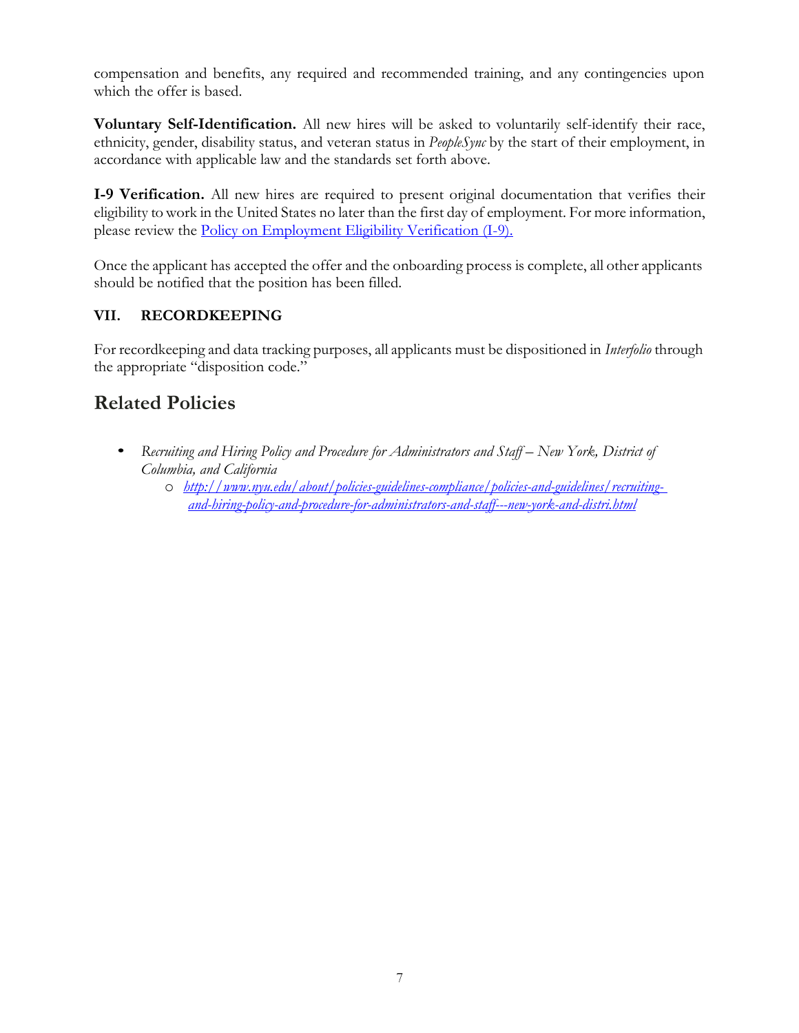compensation and benefits, any required and recommended training, and any contingencies upon which the offer is based.

**Voluntary Self-Identification.** All new hires will be asked to voluntarily self-identify their race, ethnicity, gender, disability status, and veteran status in *PeopleSync* by the start of their employment, in accordance with applicable law and the standards set forth above.

**I-9 Verification.** All new hires are required to present original documentation that verifies their eligibility to work in the United States no later than the first day of employment. For more information, please review the [Policy on Employment Eligibility Verification (I-9).]()

Once the applicant has accepted the offer and the onboarding process is complete, all other applicants should be notified that the position has been filled.

### VII. RECORDKEEPING

For recordkeeping and data tracking purposes, all applicants must be dispositioned in *Interfolio* through the appropriate "disposition code."

## Related Policies

- *Recruiting and Hiring Policy and Procedure for Administrators and Staff – New York, District of Columbia, and California*
    - *http://www.nyu.edu/about/policies-guidelines-compliance/policies-and-guidelines/recruiting-and-hiring-policy-and-procedure-for-administrators-and-staff---new-york-and-distri.html*